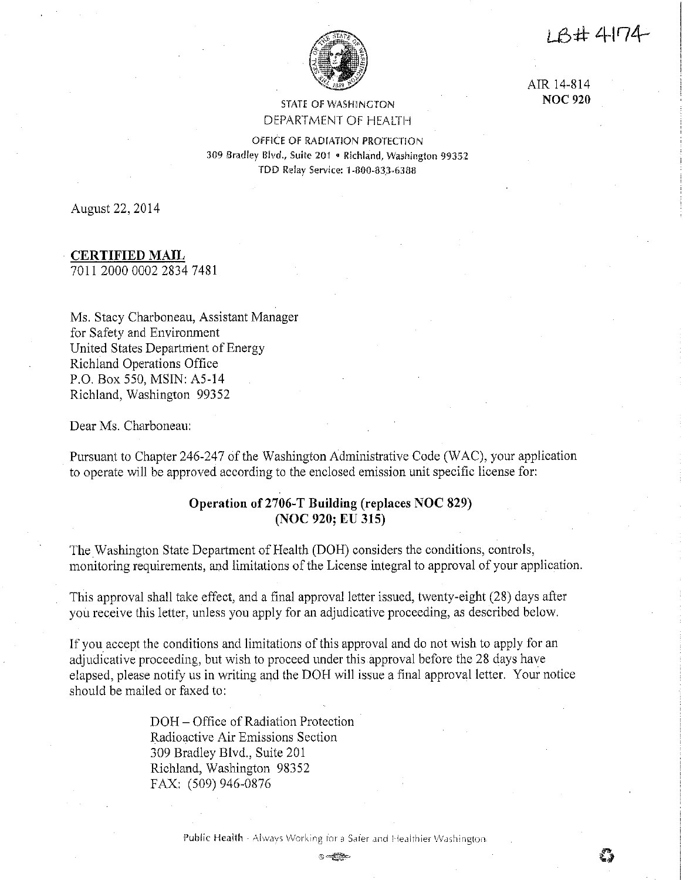LB# 4174

AIR 14-814
**NOC 920**

STATE OF WASHINGTON
DEPARTMENT OF HEALTH

OFFICE OF RADIATION PROTECTION
309 Bradley Blvd., Suite 201 • Richland, Washington 99352
TDD Relay Service: 1-800-833-6388

August 22, 2014

**CERTIFIED MAIL**
7011 2000 0002 2834 7481

Ms. Stacy Charboneau, Assistant Manager
for Safety and Environment
United States Department of Energy
Richland Operations Office
P.O. Box 550, MSIN: A5-14
Richland, Washington 99352

Dear Ms. Charboneau:

Pursuant to Chapter 246-247 of the Washington Administrative Code (WAC), your application to operate will be approved according to the enclosed emission unit specific license for:

**Operation of 2706-T Building (replaces NOC 829)**
**(NOC 920; EU 315)**

The Washington State Department of Health (DOH) considers the conditions, controls, monitoring requirements, and limitations of the License integral to approval of your application.

This approval shall take effect, and a final approval letter issued, twenty-eight (28) days after you receive this letter, unless you apply for an adjudicative proceeding, as described below.

If you accept the conditions and limitations of this approval and do not wish to apply for an adjudicative proceeding, but wish to proceed under this approval before the 28 days have elapsed, please notify us in writing and the DOH will issue a final approval letter. Your notice should be mailed or faxed to:

DOH – Office of Radiation Protection
Radioactive Air Emissions Section
309 Bradley Blvd., Suite 201
Richland, Washington 98352
FAX: (509) 946-0876

Public Health - Always Working for a Safer and Healthier Washington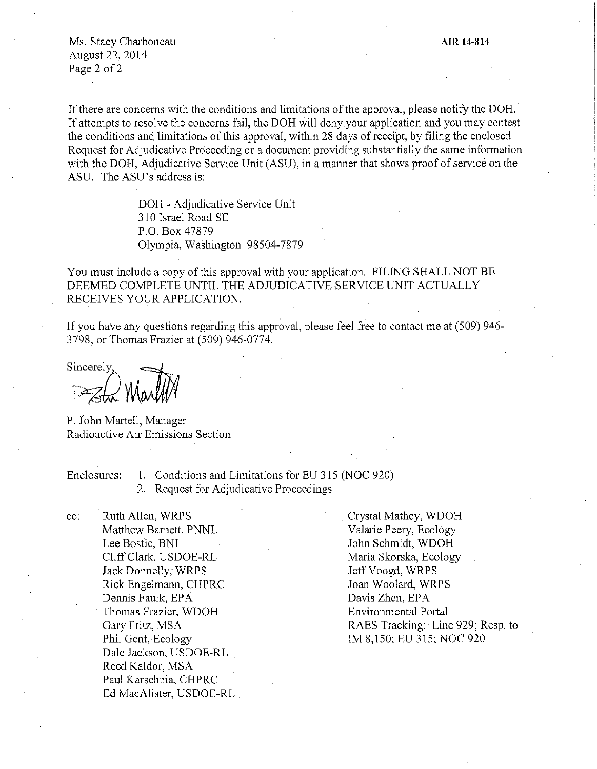If there are concerns with the conditions and limitations of the approval, please notify the DOH. If attempts to resolve the concerns fail, the DOH will deny your application and you may contest the conditions and limitations of this approval, within 28 days of receipt, by filing the enclosed Request for Adjudicative Proceeding or a document providing substantially the same information with the DOH, Adjudicative Service Unit (ASU), in a manner that shows proof of service on the ASU. The ASU's address is:

DOH - Adjudicative Service Unit
310 Israel Road SE
P.O. Box 47879
Olympia, Washington 98504-7879

You must include a copy of this approval with your application. FILING SHALL NOT BE DEEMED COMPLETE UNTIL THE ADJUDICATIVE SERVICE UNIT ACTUALLY RECEIVES YOUR APPLICATION.

If you have any questions regarding this approval, please feel free to contact me at (509) 946-3798, or Thomas Frazier at (509) 946-0774.

Sincerely,

P. John Martell, Manager
Radioactive Air Emissions Section

Enclosures:
1. Conditions and Limitations for EU 315 (NOC 920)
2. Request for Adjudicative Proceedings

cc:
Ruth Allen, WRPS
Matthew Barnett, PNNL
Lee Bostic, BNI
Cliff Clark, USDOE-RL
Jack Donnelly, WRPS
Rick Engelmann, CHPRC
Dennis Faulk, EPA
Thomas Frazier, WDOH
Gary Fritz, MSA
Phil Gent, Ecology
Dale Jackson, USDOE-RL
Reed Kaldor, MSA
Paul Karschnia, CHPRC
Ed MacAlister, USDOE-RL
Crystal Mathey, WDOH
Valarie Peery, Ecology
John Schmidt, WDOH
Maria Skorska, Ecology
Jeff Voogd, WRPS
Joan Woolard, WRPS
Davis Zhen, EPA
Environmental Portal
RAES Tracking: Line 929; Resp. to IM 8,150; EU 315; NOC 920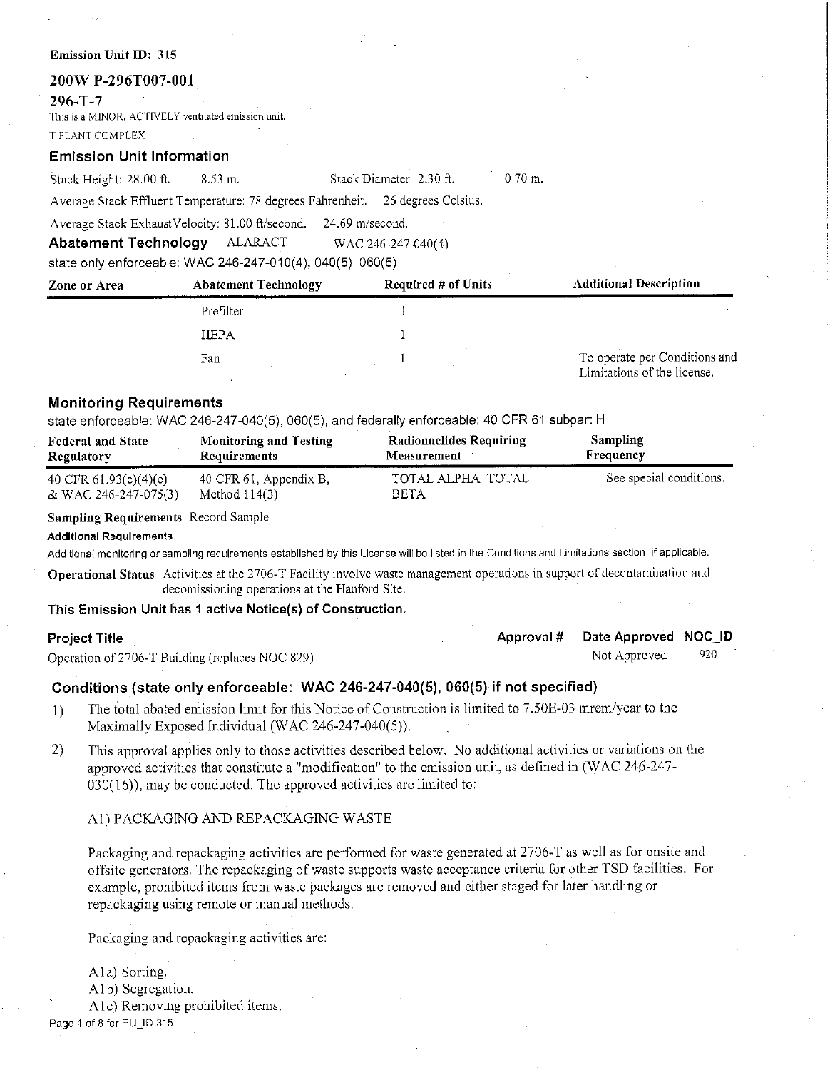**Emission Unit ID: 315**

## 200W P-296T007-001

## 296-T-7

This is a MINOR, ACTIVELY ventilated emission unit.

T PLANT COMPLEX

### Emission Unit Information

Stack Height: 28.00 ft. 8.53 m. Stack Diameter 2.30 ft. 0.70 m.

Average Stack Effluent Temperature: 78 degrees Fahrenheit. 26 degrees Celsius.

Average Stack Exhaust Velocity: 81.00 ft/second. 24.69 m/second.

**Abatement Technology** ALARACT WAC 246-247-040(4)

state only enforceable: WAC 246-247-010(4), 040(5), 060(5)

| Zone or Area | Abatement Technology | Required # of Units | Additional Description |
|---|---|---|---|
| | Prefilter | 1 | |
| | HEPA | 1 | |
| | Fan | 1 | To operate per Conditions and Limitations of the license. |

### Monitoring Requirements

state enforceable: WAC 246-247-040(5), 060(5), and federally enforceable: 40 CFR 61 subpart H

| Federal and State Regulatory | Monitoring and Testing Requirements | Radionuclides Requiring Measurement | Sampling Frequency |
|---|---|---|---|
| 40 CFR 61.93(c)(4)(e) & WAC 246-247-075(3) | 40 CFR 61, Appendix B, Method 114(3) | TOTAL ALPHA TOTAL BETA | See special conditions. |

**Sampling Requirements** Record Sample

**Additional Requirements**

Additional monitoring or sampling requirements established by this License will be listed in the Conditions and Limitations section, if applicable.

**Operational Status** Activities at the 2706-T Facility involve waste management operations in support of decontamination and decommissioning operations at the Hanford Site.

**This Emission Unit has 1 active Notice(s) of Construction.**

| Project Title | Approval # | Date Approved | NOC_ID |
|---|---|---|---|
| Operation of 2706-T Building (replaces NOC 829) | | Not Approved | 920 |

### Conditions (state only enforceable: WAC 246-247-040(5), 060(5) if not specified)

1) The total abated emission limit for this Notice of Construction is limited to 7.50E-03 mrem/year to the Maximally Exposed Individual (WAC 246-247-040(5)).

2) This approval applies only to those activities described below. No additional activities or variations on the approved activities that constitute a "modification" to the emission unit, as defined in (WAC 246-247-030(16)), may be conducted. The approved activities are limited to:

   A1) PACKAGING AND REPACKAGING WASTE

   Packaging and repackaging activities are performed for waste generated at 2706-T as well as for onsite and offsite generators. The repackaging of waste supports waste acceptance criteria for other TSD facilities. For example, prohibited items from waste packages are removed and either staged for later handling or repackaging using remote or manual methods.

   Packaging and repackaging activities are:

   A1a) Sorting.
   A1b) Segregation.
   A1c) Removing prohibited items.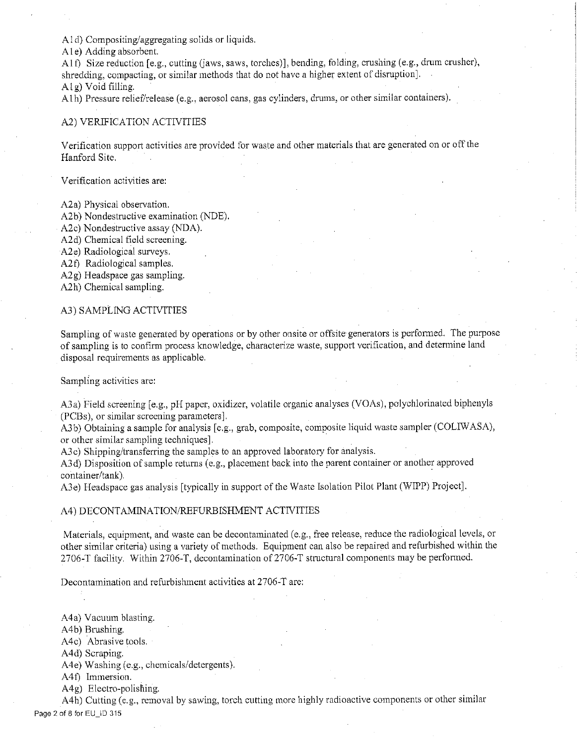A1d) Compositing/aggregating solids or liquids.

A1e) Adding absorbent.

A1f) Size reduction [e.g., cutting (jaws, saws, torches)], bending, folding, crushing (e.g., drum crusher), shredding, compacting, or similar methods that do not have a higher extent of disruption].

A1g) Void filling.

A1h) Pressure relief/release (e.g., aerosol cans, gas cylinders, drums, or other similar containers).

A2) VERIFICATION ACTIVITIES

Verification support activities are provided for waste and other materials that are generated on or off the Hanford Site.

Verification activities are:

A2a) Physical observation.

A2b) Nondestructive examination (NDE).

A2c) Nondestructive assay (NDA).

A2d) Chemical field screening.

A2e) Radiological surveys.

A2f) Radiological samples.

A2g) Headspace gas sampling.

A2h) Chemical sampling.

A3) SAMPLING ACTIVITIES

Sampling of waste generated by operations or by other onsite or offsite generators is performed. The purpose of sampling is to confirm process knowledge, characterize waste, support verification, and determine land disposal requirements as applicable.

Sampling activities are:

A3a) Field screening [e.g., pH paper, oxidizer, volatile organic analyses (VOAs), polychlorinated biphenyls (PCBs), or similar screening parameters].

A3b) Obtaining a sample for analysis [e.g., grab, composite, composite liquid waste sampler (COLIWASA), or other similar sampling techniques].

A3c) Shipping/transferring the samples to an approved laboratory for analysis.

A3d) Disposition of sample returns (e.g., placement back into the parent container or another approved container/tank).

A3e) Headspace gas analysis [typically in support of the Waste Isolation Pilot Plant (WIPP) Project].

A4) DECONTAMINATION/REFURBISHMENT ACTIVITIES

Materials, equipment, and waste can be decontaminated (e.g., free release, reduce the radiological levels, or other similar criteria) using a variety of methods. Equipment can also be repaired and refurbished within the 2706-T facility. Within 2706-T, decontamination of 2706-T structural components may be performed.

Decontamination and refurbishment activities at 2706-T are:

A4a) Vacuum blasting.

A4b) Brushing.

A4c) Abrasive tools.

A4d) Scraping.

A4e) Washing (e.g., chemicals/detergents).

A4f) Immersion.

A4g) Electro-polishing.

A4h) Cutting (e.g., removal by sawing, torch cutting more highly radioactive components or other similar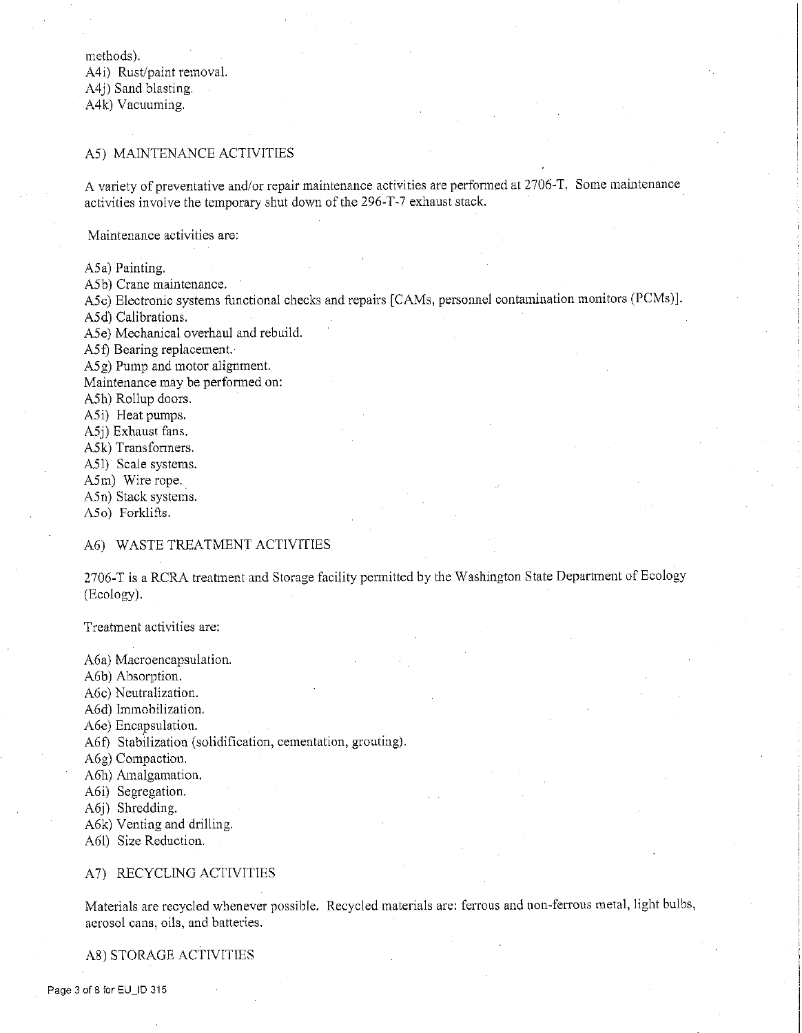methods).

A4i) Rust/paint removal.
A4j) Sand blasting.
A4k) Vacuuming.

## A5) MAINTENANCE ACTIVITIES

A variety of preventative and/or repair maintenance activities are performed at 2706-T. Some maintenance activities involve the temporary shut down of the 296-T-7 exhaust stack.

Maintenance activities are:

A5a) Painting.
A5b) Crane maintenance.
A5c) Electronic systems functional checks and repairs [CAMs, personnel contamination monitors (PCMs)].
A5d) Calibrations.
A5e) Mechanical overhaul and rebuild.
A5f) Bearing replacement.
A5g) Pump and motor alignment.
Maintenance may be performed on:
A5h) Rollup doors.
A5i) Heat pumps.
A5j) Exhaust fans.
A5k) Transformers.
A5l) Scale systems.
A5m) Wire rope.
A5n) Stack systems.
A5o) Forklifts.

## A6) WASTE TREATMENT ACTIVITIES

2706-T is a RCRA treatment and Storage facility permitted by the Washington State Department of Ecology (Ecology).

Treatment activities are:

A6a) Macroencapsulation.
A6b) Absorption.
A6c) Neutralization.
A6d) Immobilization.
A6e) Encapsulation.
A6f) Stabilization (solidification, cementation, grouting).
A6g) Compaction.
A6h) Amalgamation.
A6i) Segregation.
A6j) Shredding.
A6k) Venting and drilling.
A6l) Size Reduction.

## A7) RECYCLING ACTIVITIES

Materials are recycled whenever possible. Recycled materials are: ferrous and non-ferrous metal, light bulbs, aerosol cans, oils, and batteries.

## A8) STORAGE ACTIVITIES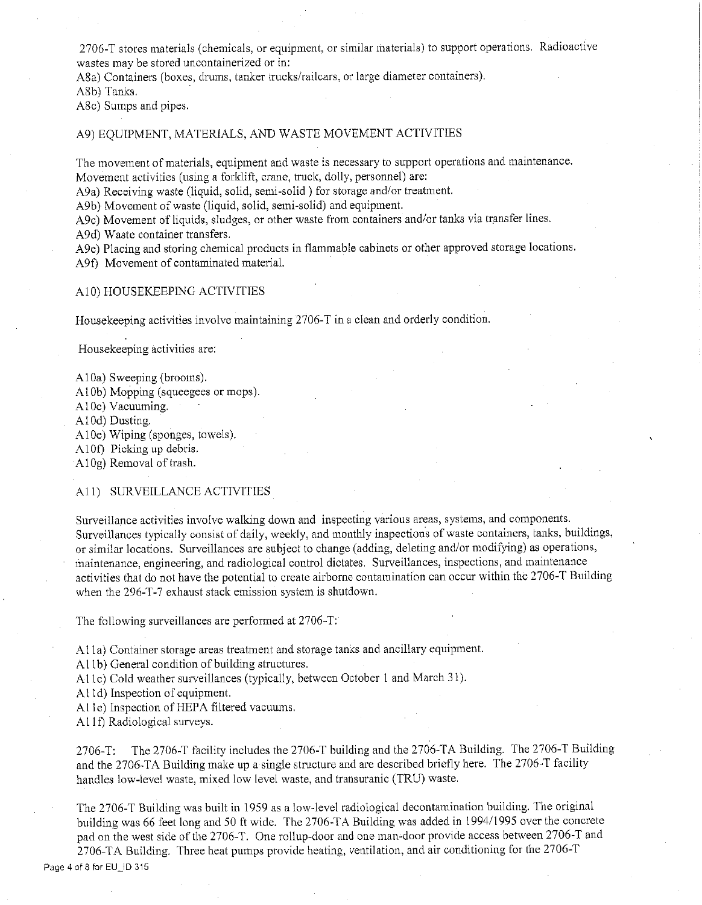2706-T stores materials (chemicals, or equipment, or similar materials) to support operations. Radioactive wastes may be stored uncontainerized or in:

A8a) Containers (boxes, drums, tanker trucks/railcars, or large diameter containers).

A8b) Tanks.

A8c) Sumps and pipes.

## A9) EQUIPMENT, MATERIALS, AND WASTE MOVEMENT ACTIVITIES

The movement of materials, equipment and waste is necessary to support operations and maintenance. Movement activities (using a forklift, crane, truck, dolly, personnel) are:

A9a) Receiving waste (liquid, solid, semi-solid ) for storage and/or treatment.

A9b) Movement of waste (liquid, solid, semi-solid) and equipment.

A9c) Movement of liquids, sludges, or other waste from containers and/or tanks via transfer lines.

A9d) Waste container transfers.

A9e) Placing and storing chemical products in flammable cabinets or other approved storage locations.

A9f) Movement of contaminated material.

## A10) HOUSEKEEPING ACTIVITIES

Housekeeping activities involve maintaining 2706-T in a clean and orderly condition.

Housekeeping activities are:

A10a) Sweeping (brooms).

A10b) Mopping (squeegees or mops).

A10c) Vacuuming.

A10d) Dusting.

A10e) Wiping (sponges, towels).

A10f) Picking up debris.

A10g) Removal of trash.

## A11) SURVEILLANCE ACTIVITIES

Surveillance activities involve walking down and inspecting various areas, systems, and components. Surveillances typically consist of daily, weekly, and monthly inspections of waste containers, tanks, buildings, or similar locations. Surveillances are subject to change (adding, deleting and/or modifying) as operations, maintenance, engineering, and radiological control dictates. Surveillances, inspections, and maintenance activities that do not have the potential to create airborne contamination can occur within the 2706-T Building when the 296-T-7 exhaust stack emission system is shutdown.

The following surveillances are performed at 2706-T:

A11a) Container storage areas treatment and storage tanks and ancillary equipment.

A11b) General condition of building structures.

A11c) Cold weather surveillances (typically, between October 1 and March 31).

A11d) Inspection of equipment.

A11e) Inspection of HEPA filtered vacuums.

A11f) Radiological surveys.

2706-T: The 2706-T facility includes the 2706-T building and the 2706-TA Building. The 2706-T Building and the 2706-TA Building make up a single structure and are described briefly here. The 2706-T facility handles low-level waste, mixed low level waste, and transuranic (TRU) waste.

The 2706-T Building was built in 1959 as a low-level radiological decontamination building. The original building was 66 feet long and 50 ft wide. The 2706-TA Building was added in 1994/1995 over the concrete pad on the west side of the 2706-T. One rollup-door and one man-door provide access between 2706-T and 2706-TA Building. Three heat pumps provide heating, ventilation, and air conditioning for the 2706-T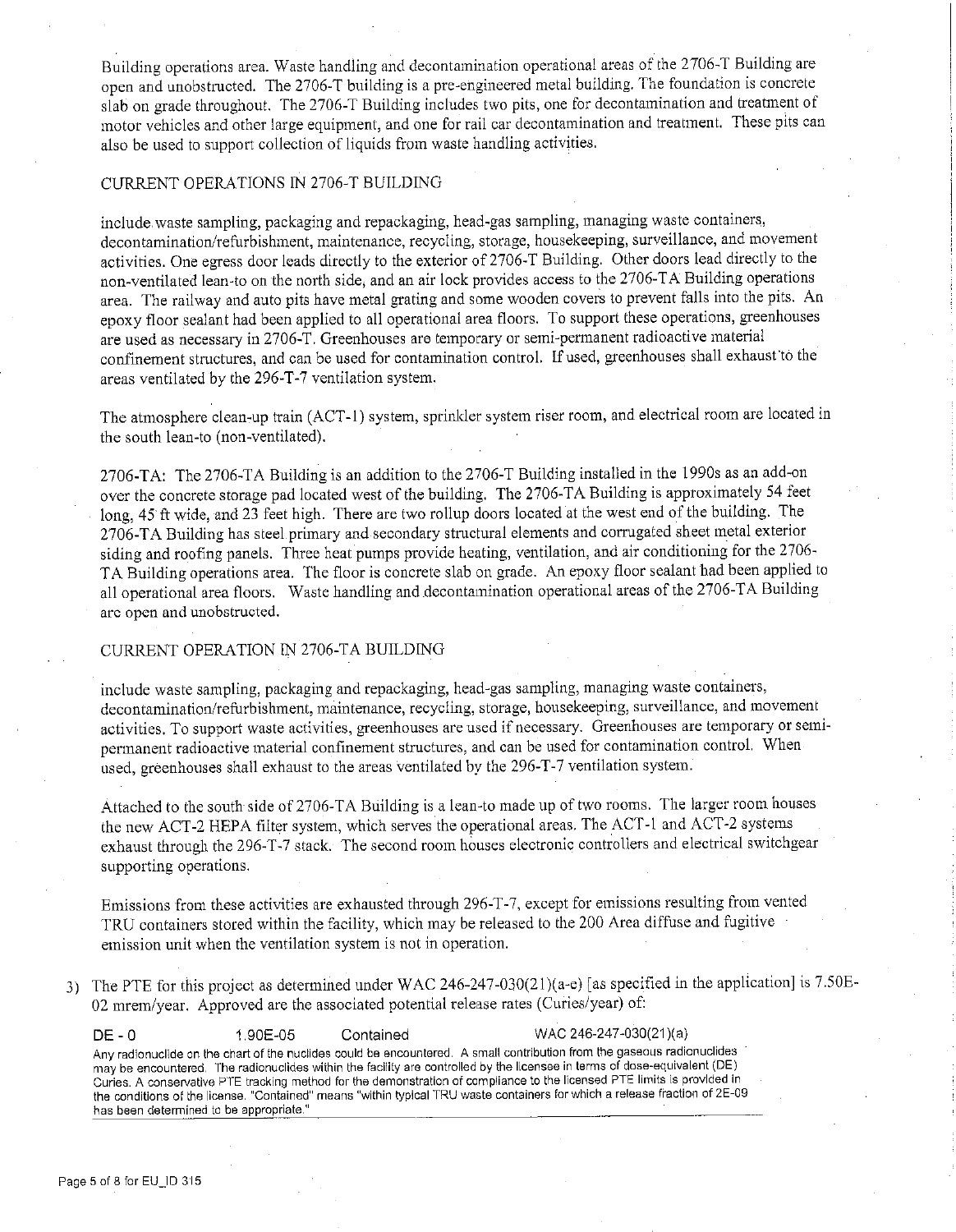Building operations area. Waste handling and decontamination operational areas of the 2706-T Building are open and unobstructed. The 2706-T building is a pre-engineered metal building. The foundation is concrete slab on grade throughout. The 2706-T Building includes two pits, one for decontamination and treatment of motor vehicles and other large equipment, and one for rail car decontamination and treatment. These pits can also be used to support collection of liquids from waste handling activities.

CURRENT OPERATIONS IN 2706-T BUILDING

include waste sampling, packaging and repackaging, head-gas sampling, managing waste containers, decontamination/refurbishment, maintenance, recycling, storage, housekeeping, surveillance, and movement activities. One egress door leads directly to the exterior of 2706-T Building. Other doors lead directly to the non-ventilated lean-to on the north side, and an air lock provides access to the 2706-TA Building operations area. The railway and auto pits have metal grating and some wooden covers to prevent falls into the pits. An epoxy floor sealant had been applied to all operational area floors. To support these operations, greenhouses are used as necessary in 2706-T. Greenhouses are temporary or semi-permanent radioactive material confinement structures, and can be used for contamination control. If used, greenhouses shall exhaust to the areas ventilated by the 296-T-7 ventilation system.

The atmosphere clean-up train (ACT-1) system, sprinkler system riser room, and electrical room are located in the south lean-to (non-ventilated).

2706-TA: The 2706-TA Building is an addition to the 2706-T Building installed in the 1990s as an add-on over the concrete storage pad located west of the building. The 2706-TA Building is approximately 54 feet long, 45 ft wide, and 23 feet high. There are two rollup doors located at the west end of the building. The 2706-TA Building has steel primary and secondary structural elements and corrugated sheet metal exterior siding and roofing panels. Three heat pumps provide heating, ventilation, and air conditioning for the 2706-TA Building operations area. The floor is concrete slab on grade. An epoxy floor sealant had been applied to all operational area floors. Waste handling and decontamination operational areas of the 2706-TA Building are open and unobstructed.

CURRENT OPERATION IN 2706-TA BUILDING

include waste sampling, packaging and repackaging, head-gas sampling, managing waste containers, decontamination/refurbishment, maintenance, recycling, storage, housekeeping, surveillance, and movement activities. To support waste activities, greenhouses are used if necessary. Greenhouses are temporary or semi-permanent radioactive material confinement structures, and can be used for contamination control. When used, greenhouses shall exhaust to the areas ventilated by the 296-T-7 ventilation system.

Attached to the south side of 2706-TA Building is a lean-to made up of two rooms. The larger room houses the new ACT-2 HEPA filter system, which serves the operational areas. The ACT-1 and ACT-2 systems exhaust through the 296-T-7 stack. The second room houses electronic controllers and electrical switchgear supporting operations.

Emissions from these activities are exhausted through 296-T-7, except for emissions resulting from vented TRU containers stored within the facility, which may be released to the 200 Area diffuse and fugitive emission unit when the ventilation system is not in operation.

3) The PTE for this project as determined under WAC 246-247-030(21)(a-e) [as specified in the application] is 7.50E-02 mrem/year. Approved are the associated potential release rates (Curies/year) of:

| DE - 0 | 1.90E-05 | Contained | WAC 246-247-030(21)(a) |
|---|---|---|---|

Any radionuclide on the chart of the nuclides could be encountered. A small contribution from the gaseous radionuclides may be encountered. The radionuclides within the facility are controlled by the licensee in terms of dose-equivalent (DE) Curies. A conservative PTE tracking method for the demonstration of compliance to the licensed PTE limits is provided in the conditions of the license. "Contained" means "within typical TRU waste containers for which a release fraction of 2E-09 has been determined to be appropriate."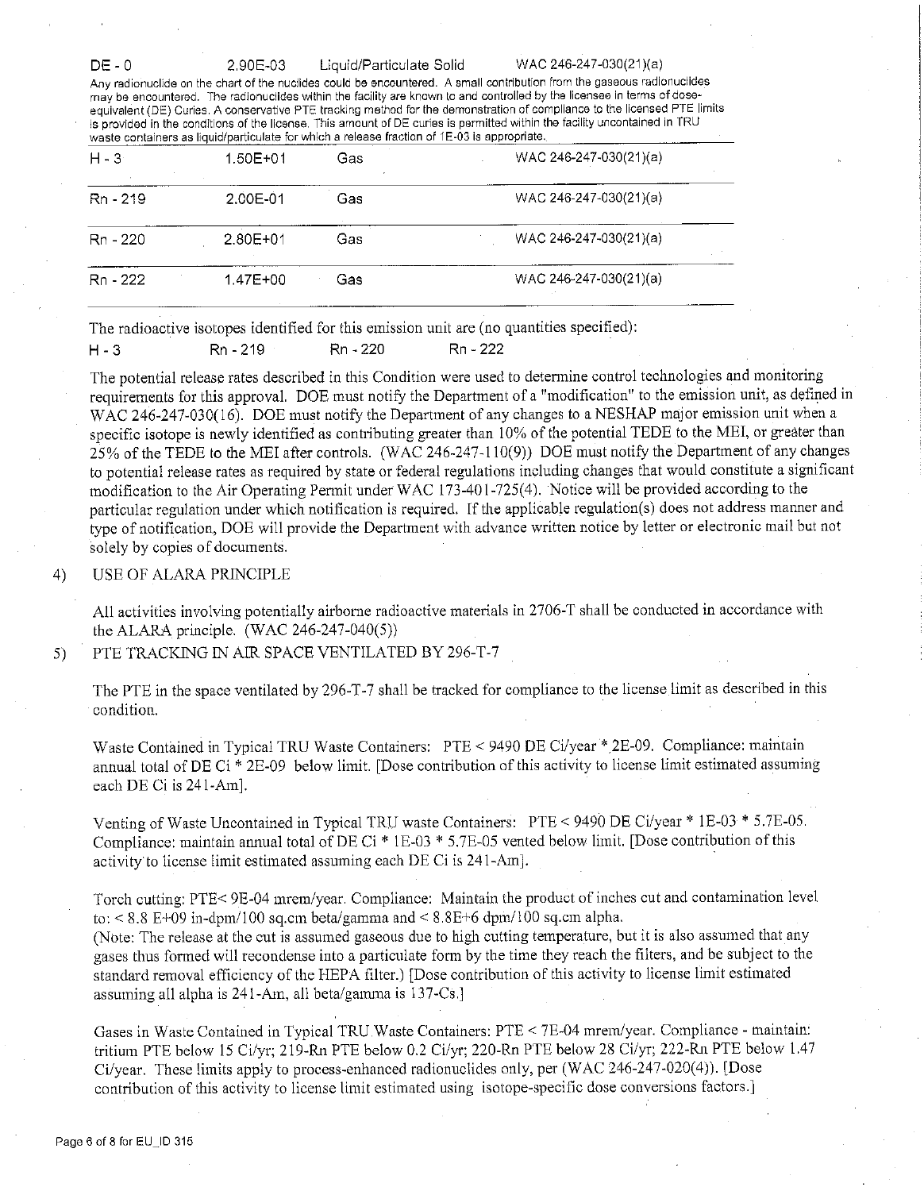| | | | |
|---|---|---|---|
| DE - 0 | 2.90E-03 | Liquid/Particulate Solid | WAC 246-247-030(21)(a) |
| Any radionuclide on the chart of the nuclides could be encountered. A small contribution from the gaseous radionuclides may be encountered. The radionuclides within the facility are known to and controlled by the licensee in terms of dose-equivalent (DE) Curies. A conservative PTE tracking method for the demonstration of compliance to the licensed PTE limits is provided in the conditions of the license. This amount of DE curies is permitted within the facility uncontained in TRU waste containers as liquid/particulate for which a release fraction of 1E-03 is appropriate. | | | |
| H - 3 | 1.50E+01 | Gas | WAC 246-247-030(21)(a) |
| Rn - 219 | 2.00E-01 | Gas | WAC 246-247-030(21)(a) |
| Rn - 220 | 2.80E+01 | Gas | WAC 246-247-030(21)(a) |
| Rn - 222 | 1.47E+00 | Gas | WAC 246-247-030(21)(a) |

The radioactive isotopes identified for this emission unit are (no quantities specified):

H - 3 &nbsp;&nbsp;&nbsp; Rn - 219 &nbsp;&nbsp;&nbsp; Rn - 220 &nbsp;&nbsp;&nbsp; Rn - 222

The potential release rates described in this Condition were used to determine control technologies and monitoring requirements for this approval. DOE must notify the Department of a "modification" to the emission unit, as defined in WAC 246-247-030(16). DOE must notify the Department of any changes to a NESHAP major emission unit when a specific isotope is newly identified as contributing greater than 10% of the potential TEDE to the MEI, or greater than 25% of the TEDE to the MEI after controls. (WAC 246-247-110(9)) DOE must notify the Department of any changes to potential release rates as required by state or federal regulations including changes that would constitute a significant modification to the Air Operating Permit under WAC 173-401-725(4). Notice will be provided according to the particular regulation under which notification is required. If the applicable regulation(s) does not address manner and type of notification, DOE will provide the Department with advance written notice by letter or electronic mail but not solely by copies of documents.

4) USE OF ALARA PRINCIPLE

All activities involving potentially airborne radioactive materials in 2706-T shall be conducted in accordance with the ALARA principle. (WAC 246-247-040(5))

5) PTE TRACKING IN AIR SPACE VENTILATED BY 296-T-7

The PTE in the space ventilated by 296-T-7 shall be tracked for compliance to the license limit as described in this condition.

Waste Contained in Typical TRU Waste Containers: PTE < 9490 DE Ci/year * 2E-09. Compliance: maintain annual total of DE Ci * 2E-09 below limit. [Dose contribution of this activity to license limit estimated assuming each DE Ci is 241-Am].

Venting of Waste Uncontained in Typical TRU waste Containers: PTE < 9490 DE Ci/year * 1E-03 * 5.7E-05. Compliance: maintain annual total of DE Ci * 1E-03 * 5.7E-05 vented below limit. [Dose contribution of this activity to license limit estimated assuming each DE Ci is 241-Am].

Torch cutting: PTE< 9E-04 mrem/year. Compliance: Maintain the product of inches cut and contamination level to: < 8.8 E+09 in-dpm/100 sq.cm beta/gamma and < 8.8E+6 dpm/100 sq.cm alpha.
(Note: The release at the cut is assumed gaseous due to high cutting temperature, but it is also assumed that any gases thus formed will recondense into a particulate form by the time they reach the filters, and be subject to the standard removal efficiency of the HEPA filter.) [Dose contribution of this activity to license limit estimated assuming all alpha is 241-Am, all beta/gamma is 137-Cs.]

Gases in Waste Contained in Typical TRU Waste Containers: PTE < 7E-04 mrem/year. Compliance - maintain: tritium PTE below 15 Ci/yr; 219-Rn PTE below 0.2 Ci/yr; 220-Rn PTE below 28 Ci/yr; 222-Rn PTE below 1.47 Ci/year. These limits apply to process-enhanced radionuclides only, per (WAC 246-247-020(4)). [Dose contribution of this activity to license limit estimated using isotope-specific dose conversions factors.]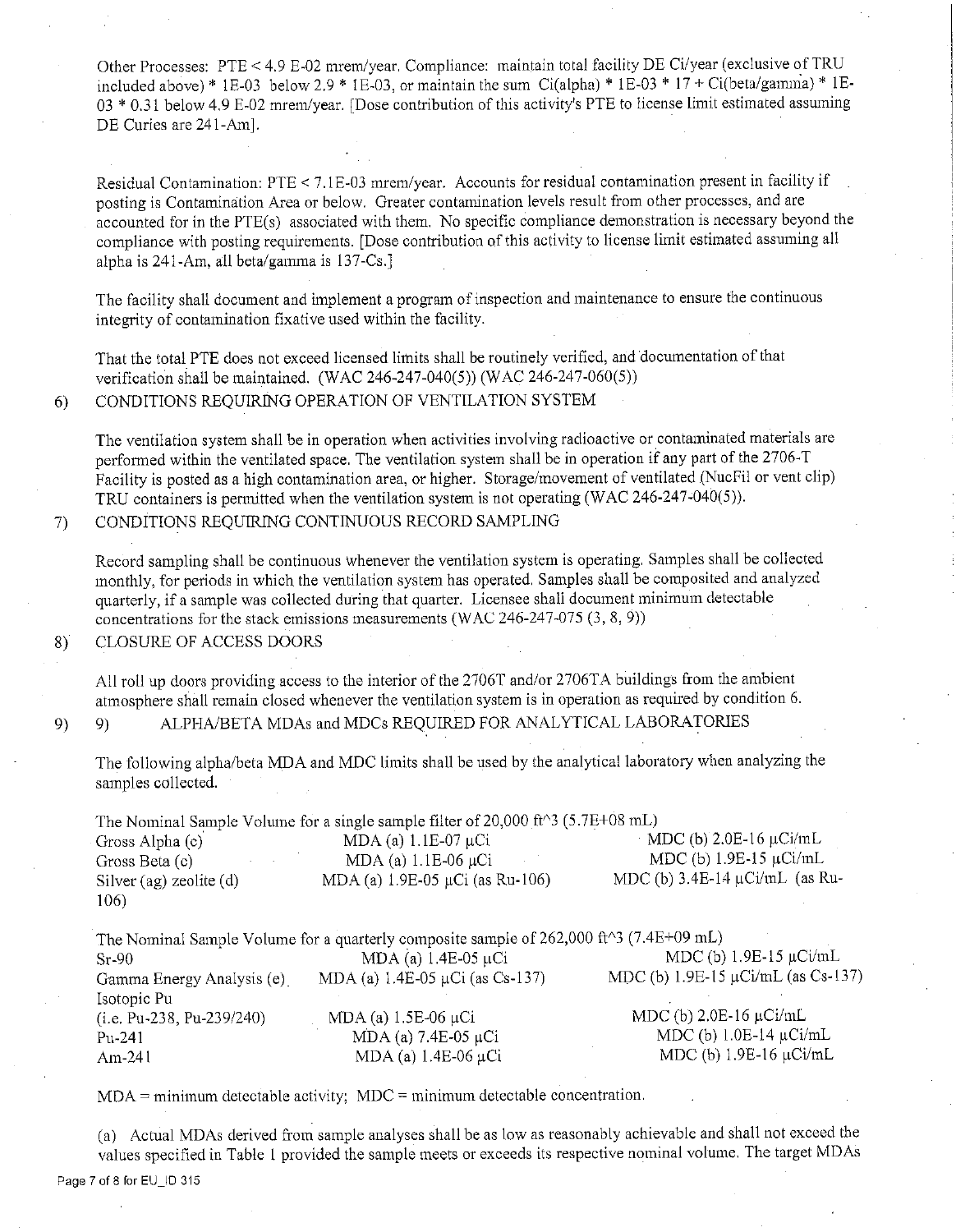Other Processes: PTE < 4.9 E-02 mrem/year. Compliance: maintain total facility DE Ci/year (exclusive of TRU included above) * 1E-03 below 2.9 * 1E-03, or maintain the sum Ci(alpha) * 1E-03 * 17 + Ci(beta/gamma) * 1E-03 * 0.31 below 4.9 E-02 mrem/year. [Dose contribution of this activity's PTE to license limit estimated assuming DE Curies are 241-Am].

Residual Contamination: PTE < 7.1E-03 mrem/year. Accounts for residual contamination present in facility if posting is Contamination Area or below. Greater contamination levels result from other processes, and are accounted for in the PTE(s) associated with them. No specific compliance demonstration is necessary beyond the compliance with posting requirements. [Dose contribution of this activity to license limit estimated assuming all alpha is 241-Am, all beta/gamma is 137-Cs.]

The facility shall document and implement a program of inspection and maintenance to ensure the continuous integrity of contamination fixative used within the facility.

That the total PTE does not exceed licensed limits shall be routinely verified, and documentation of that verification shall be maintained. (WAC 246-247-040(5)) (WAC 246-247-060(5))

6) CONDITIONS REQUIRING OPERATION OF VENTILATION SYSTEM

The ventilation system shall be in operation when activities involving radioactive or contaminated materials are performed within the ventilated space. The ventilation system shall be in operation if any part of the 2706-T Facility is posted as a high contamination area, or higher. Storage/movement of ventilated (NucFil or vent clip) TRU containers is permitted when the ventilation system is not operating (WAC 246-247-040(5)).

7) CONDITIONS REQUIRING CONTINUOUS RECORD SAMPLING

Record sampling shall be continuous whenever the ventilation system is operating. Samples shall be collected monthly, for periods in which the ventilation system has operated. Samples shall be composited and analyzed quarterly, if a sample was collected during that quarter. Licensee shall document minimum detectable concentrations for the stack emissions measurements (WAC 246-247-075 (3, 8, 9))

8) CLOSURE OF ACCESS DOORS

All roll up doors providing access to the interior of the 2706T and/or 2706TA buildings from the ambient atmosphere shall remain closed whenever the ventilation system is in operation as required by condition 6.

9) 9) ALPHA/BETA MDAs and MDCs REQUIRED FOR ANALYTICAL LABORATORIES

The following alpha/beta MDA and MDC limits shall be used by the analytical laboratory when analyzing the samples collected.

The Nominal Sample Volume for a single sample filter of 20,000 ft^3 (5.7E+08 mL)

| | | |
|---|---|---|
| Gross Alpha (c) | MDA (a) 1.1E-07 µCi | MDC (b) 2.0E-16 µCi/mL |
| Gross Beta (c) | MDA (a) 1.1E-06 µCi | MDC (b) 1.9E-15 µCi/mL |
| Silver (ag) zeolite (d) 106) | MDA (a) 1.9E-05 µCi (as Ru-106) | MDC (b) 3.4E-14 µCi/mL (as Ru- |

The Nominal Sample Volume for a quarterly composite sample of 262,000 ft^3 (7.4E+09 mL)

| | | |
|---|---|---|
| Sr-90 | MDA (a) 1.4E-05 µCi | MDC (b) 1.9E-15 µCi/mL |
| Gamma Energy Analysis (e) | MDA (a) 1.4E-05 µCi (as Cs-137) | MDC (b) 1.9E-15 µCi/mL (as Cs-137) |
| Isotopic Pu (i.e. Pu-238, Pu-239/240) | MDA (a) 1.5E-06 µCi | MDC (b) 2.0E-16 µCi/mL |
| Pu-241 | MDA (a) 7.4E-05 µCi | MDC (b) 1.0E-14 µCi/mL |
| Am-241 | MDA (a) 1.4E-06 µCi | MDC (b) 1.9E-16 µCi/mL |

MDA = minimum detectable activity; MDC = minimum detectable concentration.

(a) Actual MDAs derived from sample analyses shall be as low as reasonably achievable and shall not exceed the values specified in Table 1 provided the sample meets or exceeds its respective nominal volume. The target MDAs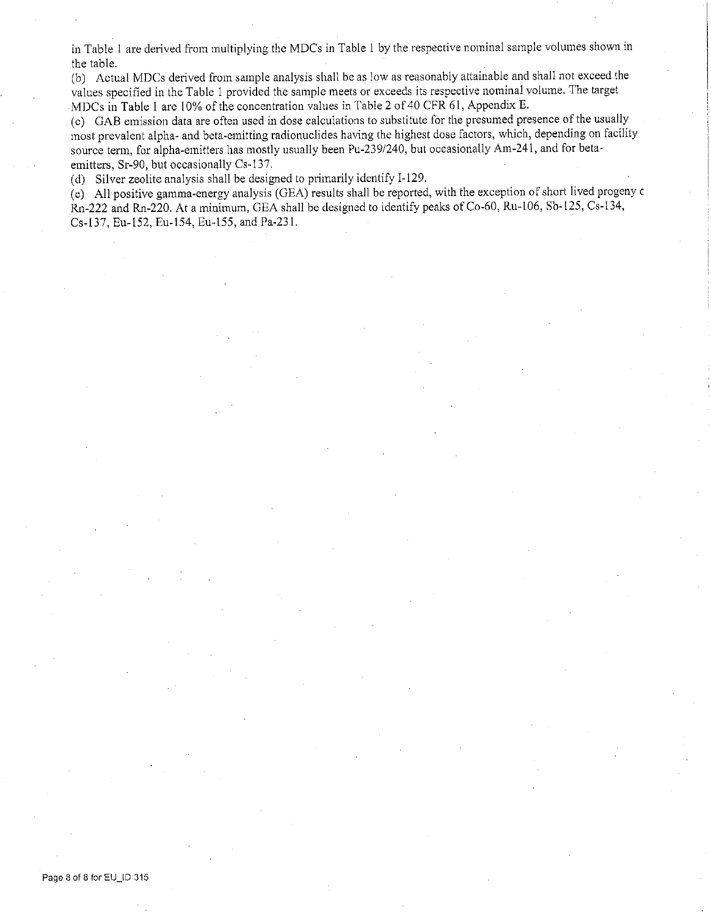in Table 1 are derived from multiplying the MDCs in Table 1 by the respective nominal sample volumes shown in the table.

(b) Actual MDCs derived from sample analysis shall be as low as reasonably attainable and shall not exceed the values specified in the Table 1 provided the sample meets or exceeds its respective nominal volume. The target MDCs in Table 1 are 10% of the concentration values in Table 2 of 40 CFR 61, Appendix E.

(c) GAB emission data are often used in dose calculations to substitute for the presumed presence of the usually most prevalent alpha- and beta-emitting radionuclides having the highest dose factors, which, depending on facility source term, for alpha-emitters has mostly usually been Pu-239/240, but occasionally Am-241, and for beta-emitters, Sr-90, but occasionally Cs-137.

(d) Silver zeolite analysis shall be designed to primarily identify I-129.

(e) All positive gamma-energy analysis (GEA) results shall be reported, with the exception of short lived progeny c Rn-222 and Rn-220. At a minimum, GEA shall be designed to identify peaks of Co-60, Ru-106, Sb-125, Cs-134, Cs-137, Eu-152, Eu-154, Eu-155, and Pa-231.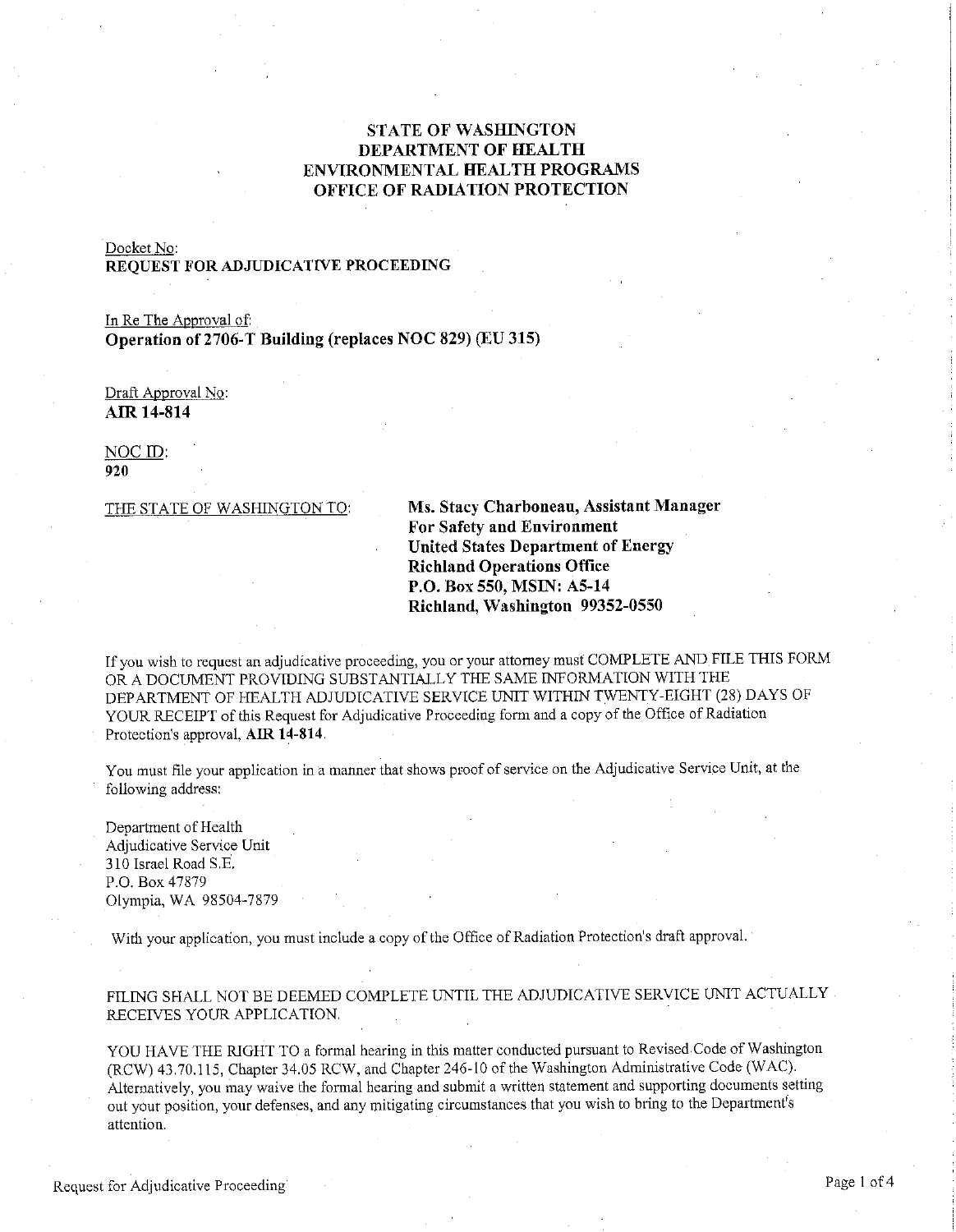# STATE OF WASHINGTON
# DEPARTMENT OF HEALTH
# ENVIRONMENTAL HEALTH PROGRAMS
# OFFICE OF RADIATION PROTECTION

Docket No:
**REQUEST FOR ADJUDICATIVE PROCEEDING**

In Re The Approval of:
**Operation of 2706-T Building (replaces NOC 829) (EU 315)**

Draft Approval No:
**AIR 14-814**

NOC ID:
**920**

THE STATE OF WASHINGTON TO:

**Ms. Stacy Charboneau, Assistant Manager**
**For Safety and Environment**
**United States Department of Energy**
**Richland Operations Office**
**P.O. Box 550, MSIN: A5-14**
**Richland, Washington 99352-0550**

If you wish to request an adjudicative proceeding, you or your attorney must COMPLETE AND FILE THIS FORM OR A DOCUMENT PROVIDING SUBSTANTIALLY THE SAME INFORMATION WITH THE DEPARTMENT OF HEALTH ADJUDICATIVE SERVICE UNIT WITHIN TWENTY-EIGHT (28) DAYS OF YOUR RECEIPT of this Request for Adjudicative Proceeding form and a copy of the Office of Radiation Protection's approval, **AIR 14-814**.

You must file your application in a manner that shows proof of service on the Adjudicative Service Unit, at the following address:

Department of Health
Adjudicative Service Unit
310 Israel Road S.E.
P.O. Box 47879
Olympia, WA 98504-7879

With your application, you must include a copy of the Office of Radiation Protection's draft approval.

FILING SHALL NOT BE DEEMED COMPLETE UNTIL THE ADJUDICATIVE SERVICE UNIT ACTUALLY RECEIVES YOUR APPLICATION.

YOU HAVE THE RIGHT TO a formal hearing in this matter conducted pursuant to Revised Code of Washington (RCW) 43.70.115, Chapter 34.05 RCW, and Chapter 246-10 of the Washington Administrative Code (WAC). Alternatively, you may waive the formal hearing and submit a written statement and supporting documents setting out your position, your defenses, and any mitigating circumstances that you wish to bring to the Department's attention.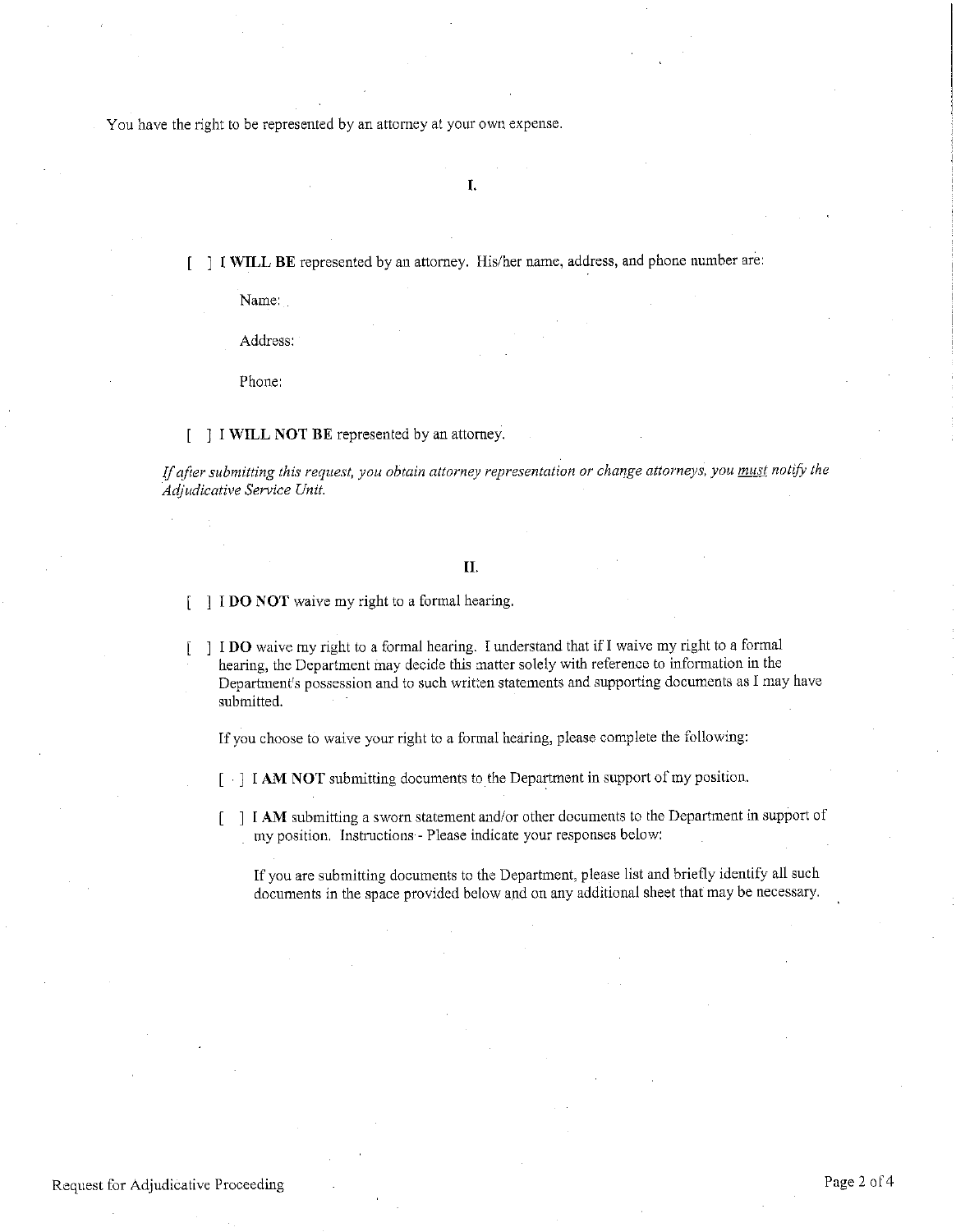You have the right to be represented by an attorney at your own expense.

I.

[ ] **I WILL BE** represented by an attorney. His/her name, address, and phone number are:

Name:

Address:

Phone:

[ ] **I WILL NOT BE** represented by an attorney.

*If after submitting this request, you obtain attorney representation or change attorneys, you must notify the Adjudicative Service Unit.*

II.

[ ] I **DO NOT** waive my right to a formal hearing.

[ ] I **DO** waive my right to a formal hearing. I understand that if I waive my right to a formal hearing, the Department may decide this matter solely with reference to information in the Department's possession and to such written statements and supporting documents as I may have submitted.

If you choose to waive your right to a formal hearing, please complete the following:

[ ] I **AM NOT** submitting documents to the Department in support of my position.

[ ] I **AM** submitting a sworn statement and/or other documents to the Department in support of my position. Instructions - Please indicate your responses below:

If you are submitting documents to the Department, please list and briefly identify all such documents in the space provided below and on any additional sheet that may be necessary.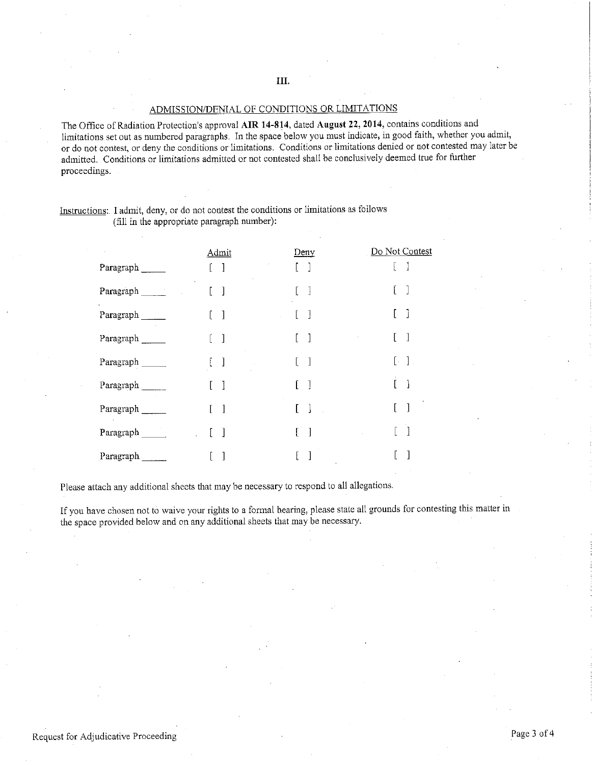## III.

### ADMISSION/DENIAL OF CONDITIONS OR LIMITATIONS

The Office of Radiation Protection's approval **AIR 14-814**, dated **August 22, 2014**, contains conditions and limitations set out as numbered paragraphs. In the space below you must indicate, in good faith, whether you admit, or do not contest, or deny the conditions or limitations. Conditions or limitations denied or not contested may later be admitted. Conditions or limitations admitted or not contested shall be conclusively deemed true for further proceedings.

Instructions: I admit, deny, or do not contest the conditions or limitations as follows (fill in the appropriate paragraph number):

| | Admit | Deny | Do Not Contest |
|---|---|---|---|
| Paragraph _____ | [ ] | [ ] | [ ] |
| Paragraph _____ | [ ] | [ ] | [ ] |
| Paragraph _____ | [ ] | [ ] | [ ] |
| Paragraph _____ | [ ] | [ ] | [ ] |
| Paragraph _____ | [ ] | [ ] | [ ] |
| Paragraph _____ | [ ] | [ ] | [ ] |
| Paragraph _____ | [ ] | [ ] | [ ] |
| Paragraph _____ | [ ] | [ ] | [ ] |
| Paragraph _____ | [ ] | [ ] | [ ] |

Please attach any additional sheets that may be necessary to respond to all allegations.

If you have chosen not to waive your rights to a formal hearing, please state all grounds for contesting this matter in the space provided below and on any additional sheets that may be necessary.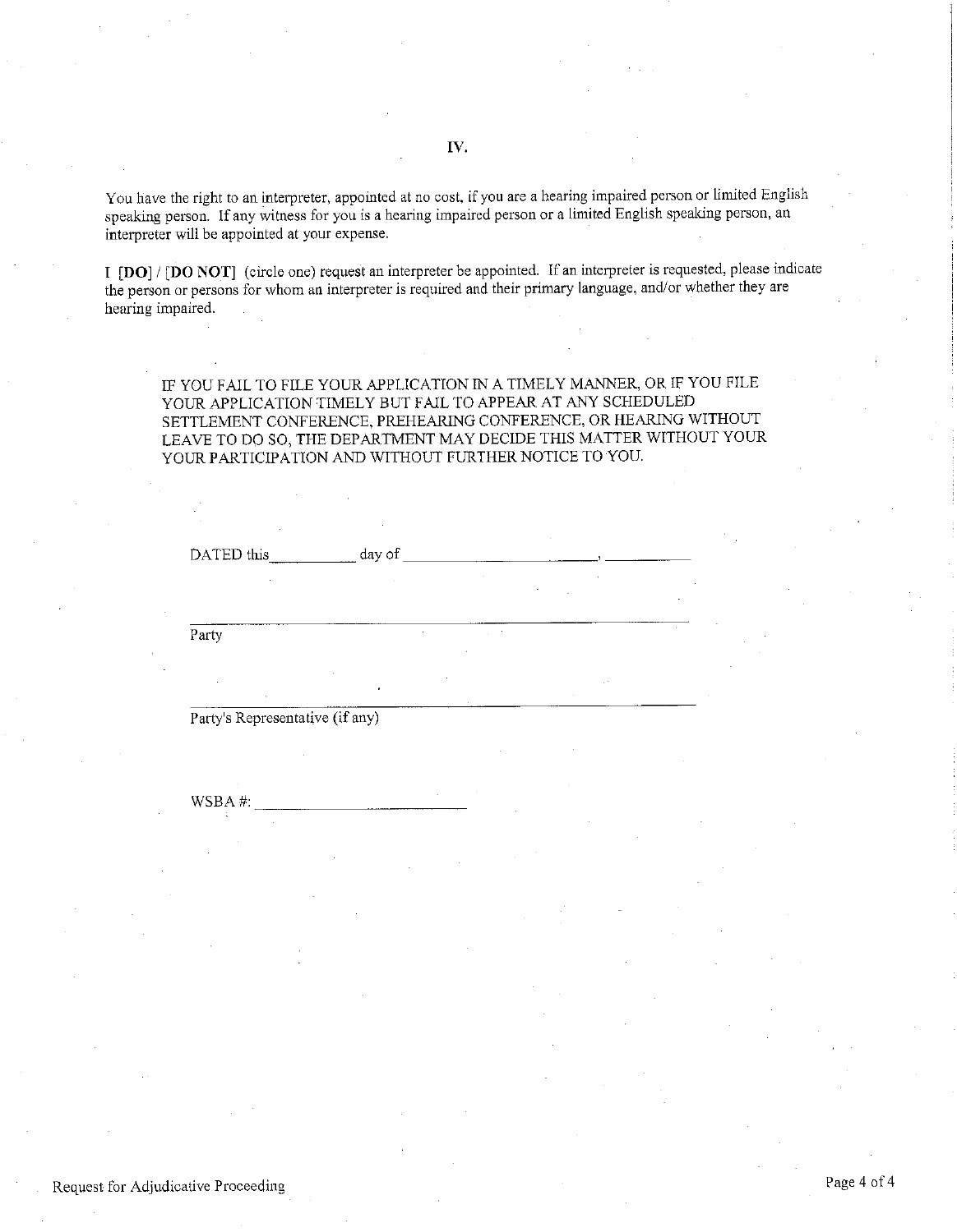## IV.

You have the right to an interpreter, appointed at no cost, if you are a hearing impaired person or limited English speaking person. If any witness for you is a hearing impaired person or a limited English speaking person, an interpreter will be appointed at your expense.

I **[DO]** / **[DO NOT]** (circle one) request an interpreter be appointed. If an interpreter is requested, please indicate the person or persons for whom an interpreter is required and their primary language, and/or whether they are hearing impaired.

IF YOU FAIL TO FILE YOUR APPLICATION IN A TIMELY MANNER, OR IF YOU FILE YOUR APPLICATION TIMELY BUT FAIL TO APPEAR AT ANY SCHEDULED SETTLEMENT CONFERENCE, PREHEARING CONFERENCE, OR HEARING WITHOUT LEAVE TO DO SO, THE DEPARTMENT MAY DECIDE THIS MATTER WITHOUT YOUR YOUR PARTICIPATION AND WITHOUT FURTHER NOTICE TO YOU.

DATED this\_\_\_\_\_\_\_\_\_\_ day of \_\_\_\_\_\_\_\_\_\_\_\_\_\_\_\_\_\_\_\_\_\_\_\_\_\_, \_\_\_\_\_\_\_\_\_\_

\_\_\_\_\_\_\_\_\_\_\_\_\_\_\_\_\_\_\_\_\_\_\_\_\_\_\_\_\_\_\_\_\_\_\_\_\_\_\_\_\_\_\_\_\_\_

Party

\_\_\_\_\_\_\_\_\_\_\_\_\_\_\_\_\_\_\_\_\_\_\_\_\_\_\_\_\_\_\_\_\_\_\_\_\_\_\_\_\_\_\_\_\_\_

Party's Representative (if any)

WSBA #: \_\_\_\_\_\_\_\_\_\_\_\_\_\_\_\_\_\_\_\_\_\_\_\_